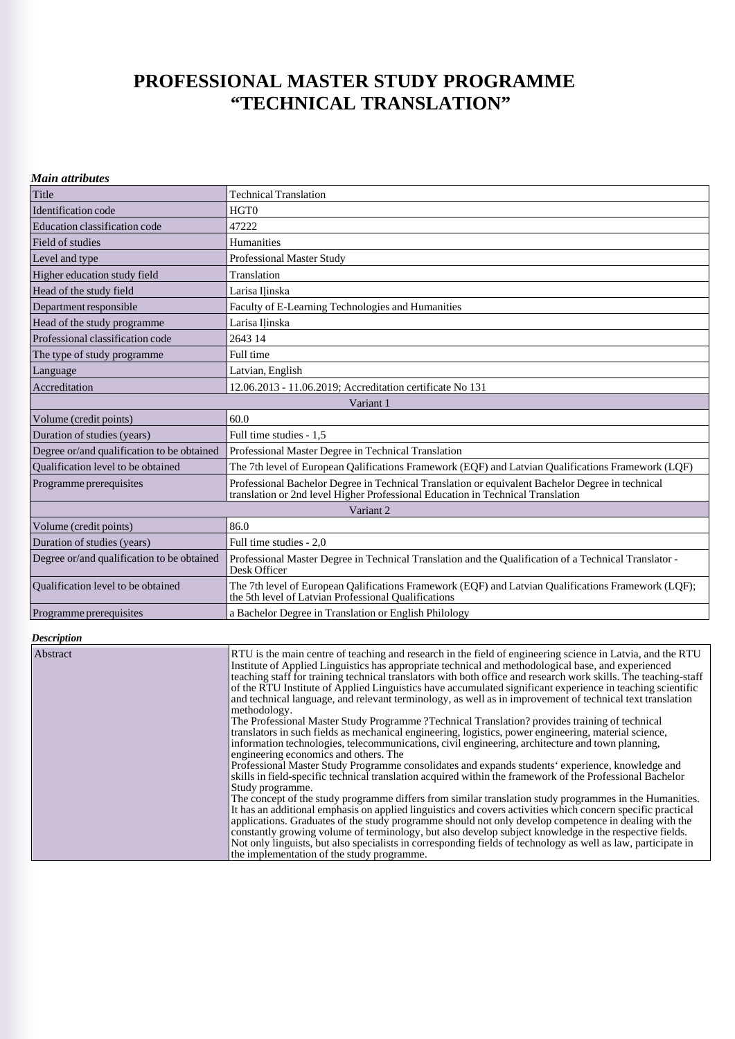# PROFESSIONAL MASTER STUDY PROGRAMME "TECHNICAL TRANSLATION"

***Main attributes***

| | |
|---|---|
| Title | Technical Translation |
| Identification code | HGT0 |
| Education classification code | 47222 |
| Field of studies | Humanities |
| Level and type | Professional Master Study |
| Higher education study field | Translation |
| Head of the study field | Larisa Iļinska |
| Department responsible | Faculty of E-Learning Technologies and Humanities |
| Head of the study programme | Larisa Iļinska |
| Professional classification code | 2643 14 |
| The type of study programme | Full time |
| Language | Latvian, English |
| Accreditation | 12.06.2013 - 11.06.2019; Accreditation certificate No 131 |
| Variant 1 | |
| Volume (credit points) | 60.0 |
| Duration of studies (years) | Full time studies - 1,5 |
| Degree or/and qualification to be obtained | Professional Master Degree in Technical Translation |
| Qualification level to be obtained | The 7th level of European Qalifications Framework (EQF) and Latvian Qualifications Framework (LQF) |
| Programme prerequisites | Professional Bachelor Degree in Technical Translation or equivalent Bachelor Degree in technical translation or 2nd level Higher Professional Education in Technical Translation |
| Variant 2 | |
| Volume (credit points) | 86.0 |
| Duration of studies (years) | Full time studies - 2,0 |
| Degree or/and qualification to be obtained | Professional Master Degree in Technical Translation and the Qualification of a Technical Translator - Desk Officer |
| Qualification level to be obtained | The 7th level of European Qalifications Framework (EQF) and Latvian Qualifications Framework (LQF); the 5th level of Latvian Professional Qualifications |
| Programme prerequisites | a Bachelor Degree in Translation or English Philology |

***Description***

| | |
|---|---|
| Abstract | RTU is the main centre of teaching and research in the field of engineering science in Latvia, and the RTU Institute of Applied Linguistics has appropriate technical and methodological base, and experienced teaching staff for training technical translators with both office and research work skills. The teaching-staff of the RTU Institute of Applied Linguistics have accumulated significant experience in teaching scientific and technical language, and relevant terminology, as well as in improvement of technical text translation methodology.<br>The Professional Master Study Programme ?Technical Translation? provides training of technical translators in such fields as mechanical engineering, logistics, power engineering, material science, information technologies, telecommunications, civil engineering, architecture and town planning, engineering economics and others. The<br>Professional Master Study Programme consolidates and expands students' experience, knowledge and skills in field-specific technical translation acquired within the framework of the Professional Bachelor Study programme.<br>The concept of the study programme differs from similar translation study programmes in the Humanities. It has an additional emphasis on applied linguistics and covers activities which concern specific practical applications. Graduates of the study programme should not only develop competence in dealing with the constantly growing volume of terminology, but also develop subject knowledge in the respective fields. Not only linguists, but also specialists in corresponding fields of technology as well as law, participate in the implementation of the study programme. |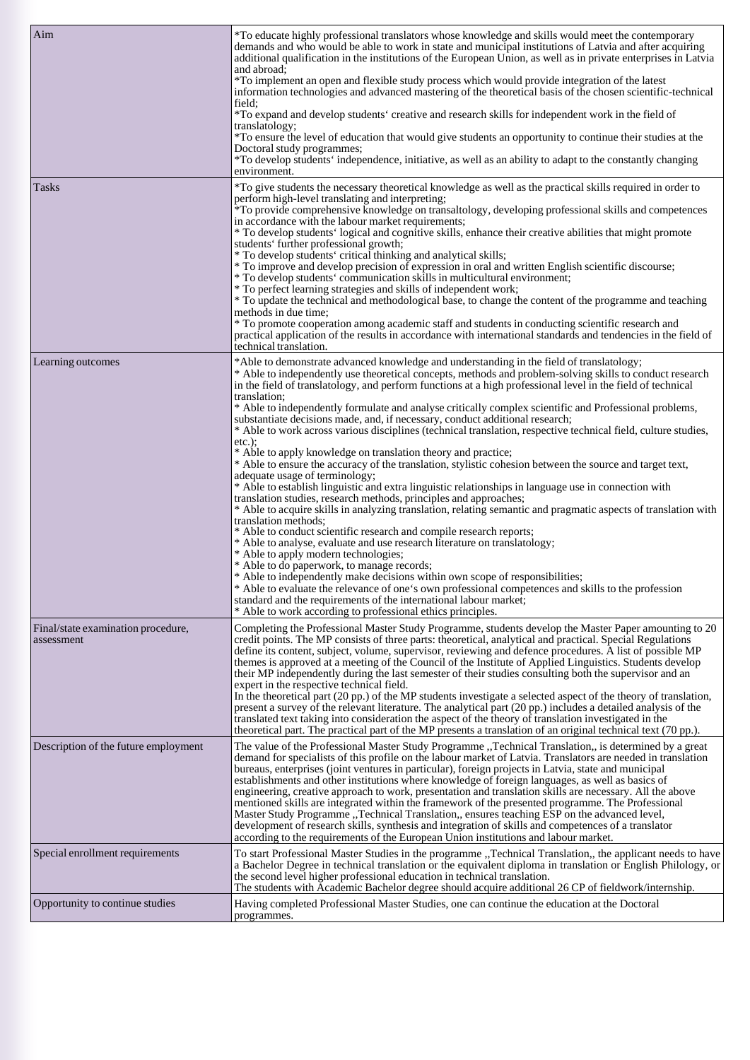| | |
|---|---|
| Aim | *To educate highly professional translators whose knowledge and skills would meet the contemporary demands and who would be able to work in state and municipal institutions of Latvia and after acquiring additional qualification in the institutions of the European Union, as well as in private enterprises in Latvia and abroad;<br>*To implement an open and flexible study process which would provide integration of the latest information technologies and advanced mastering of the theoretical basis of the chosen scientific-technical field;<br>*To expand and develop students' creative and research skills for independent work in the field of translatology;<br>*To ensure the level of education that would give students an opportunity to continue their studies at the Doctoral study programmes;<br>*To develop students' independence, initiative, as well as an ability to adapt to the constantly changing environment. |
| Tasks | *To give students the necessary theoretical knowledge as well as the practical skills required in order to perform high-level translating and interpreting;<br>*To provide comprehensive knowledge on transaltology, developing professional skills and competences in accordance with the labour market requirements;<br>* To develop students' logical and cognitive skills, enhance their creative abilities that might promote students' further professional growth;<br>* To develop students' critical thinking and analytical skills;<br>* To improve and develop precision of expression in oral and written English scientific discourse;<br>* To develop students' communication skills in multicultural environment;<br>* To perfect learning strategies and skills of independent work;<br>* To update the technical and methodological base, to change the content of the programme and teaching methods in due time;<br>* To promote cooperation among academic staff and students in conducting scientific research and practical application of the results in accordance with international standards and tendencies in the field of technical translation. |
| Learning outcomes | *Able to demonstrate advanced knowledge and understanding in the field of translatology;<br>* Able to independently use theoretical concepts, methods and problem-solving skills to conduct research in the field of translatology, and perform functions at a high professional level in the field of technical translation;<br>* Able to independently formulate and analyse critically complex scientific and Professional problems, substantiate decisions made, and, if necessary, conduct additional research;<br>* Able to work across various disciplines (technical translation, respective technical field, culture studies, etc.);<br>* Able to apply knowledge on translation theory and practice;<br>* Able to ensure the accuracy of the translation, stylistic cohesion between the source and target text, adequate usage of terminology;<br>* Able to establish linguistic and extra linguistic relationships in language use in connection with translation studies, research methods, principles and approaches;<br>* Able to acquire skills in analyzing translation, relating semantic and pragmatic aspects of translation with translation methods;<br>* Able to conduct scientific research and compile research reports;<br>* Able to analyse, evaluate and use research literature on translatology;<br>* Able to apply modern technologies;<br>* Able to do paperwork, to manage records;<br>* Able to independently make decisions within own scope of responsibilities;<br>* Able to evaluate the relevance of one's own professional competences and skills to the profession standard and the requirements of the international labour market;<br>* Able to work according to professional ethics principles. |
| Final/state examination procedure, assessment | Completing the Professional Master Study Programme, students develop the Master Paper amounting to 20 credit points. The MP consists of three parts: theoretical, analytical and practical. Special Regulations define its content, subject, volume, supervisor, reviewing and defence procedures. A list of possible MP themes is approved at a meeting of the Council of the Institute of Applied Linguistics. Students develop their MP independently during the last semester of their studies consulting both the supervisor and an expert in the respective technical field.<br>In the theoretical part (20 pp.) of the MP students investigate a selected aspect of the theory of translation, present a survey of the relevant literature. The analytical part (20 pp.) includes a detailed analysis of the translated text taking into consideration the aspect of the theory of translation investigated in the theoretical part. The practical part of the MP presents a translation of an original technical text (70 pp.). |
| Description of the future employment | The value of the Professional Master Study Programme ,,Technical Translation,, is determined by a great demand for specialists of this profile on the labour market of Latvia. Translators are needed in translation bureaus, enterprises (joint ventures in particular), foreign projects in Latvia, state and municipal establishments and other institutions where knowledge of foreign languages, as well as basics of engineering, creative approach to work, presentation and translation skills are necessary. All the above mentioned skills are integrated within the framework of the presented programme. The Professional Master Study Programme ,,Technical Translation,, ensures teaching ESP on the advanced level, development of research skills, synthesis and integration of skills and competences of a translator according to the requirements of the European Union institutions and labour market. |
| Special enrollment requirements | To start Professional Master Studies in the programme ,,Technical Translation,, the applicant needs to have a Bachelor Degree in technical translation or the equivalent diploma in translation or English Philology, or the second level higher professional education in technical translation.<br>The students with Academic Bachelor degree should acquire additional 26 CP of fieldwork/internship. |
| Opportunity to continue studies | Having completed Professional Master Studies, one can continue the education at the Doctoral programmes. |